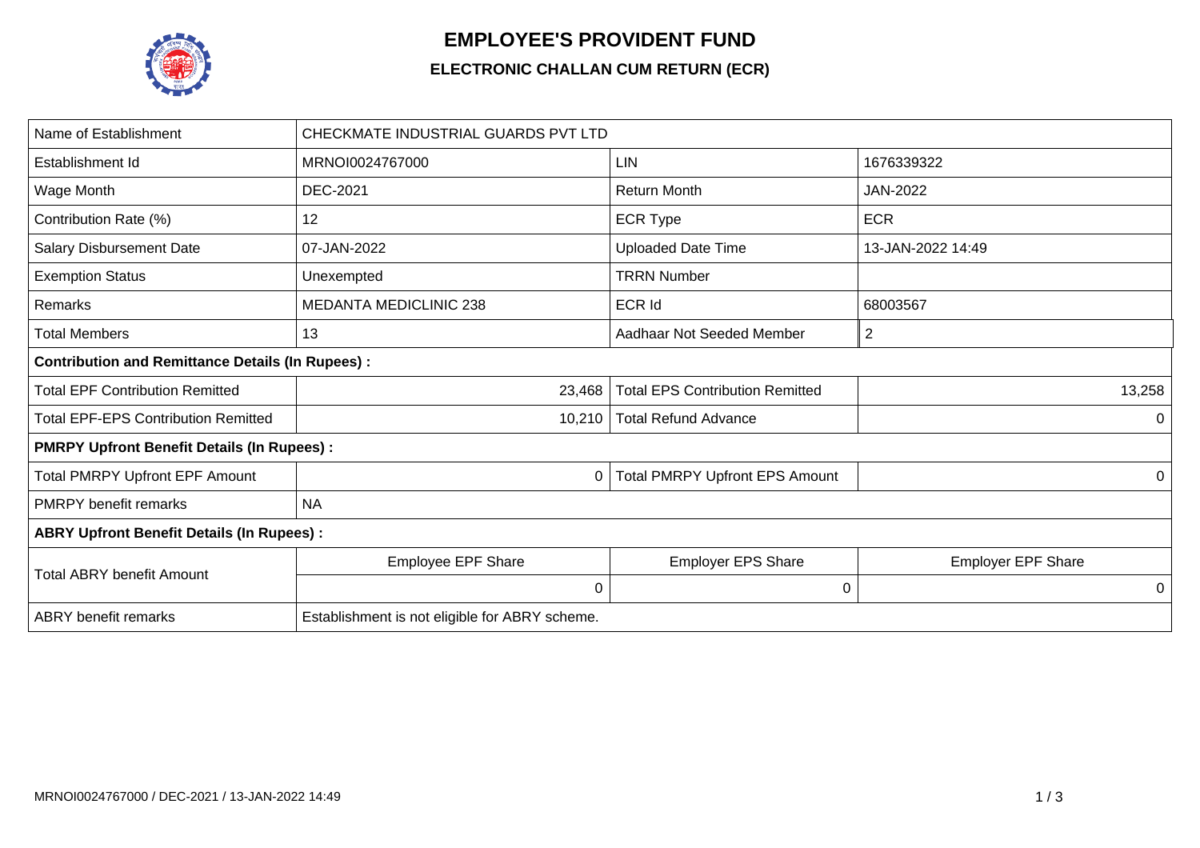# EMPLOYEE'S PROVIDENT FUND

## ELECTRONIC CHALLAN CUM RETURN (ECR)

| Name of Establishment | CHECKMATE INDUSTRIAL GUARDS PVT LTD | | |
|---|---|---|---|
| Establishment Id | MRNOI0024767000 | LIN | 1676339322 |
| Wage Month | DEC-2021 | Return Month | JAN-2022 |
| Contribution Rate (%) | 12 | ECR Type | ECR |
| Salary Disbursement Date | 07-JAN-2022 | Uploaded Date Time | 13-JAN-2022 14:49 |
| Exemption Status | Unexempted | TRRN Number | |
| Remarks | MEDANTA MEDICLINIC 238 | ECR Id | 68003567 |
| Total Members | 13 | Aadhaar Not Seeded Member | 2 |
| **Contribution and Remittance Details (In Rupees) :** | | | |
| Total EPF Contribution Remitted | 23,468 | Total EPS Contribution Remitted | 13,258 |
| Total EPF-EPS Contribution Remitted | 10,210 | Total Refund Advance | 0 |
| **PMRPY Upfront Benefit Details (In Rupees) :** | | | |
| Total PMRPY Upfront EPF Amount | 0 | Total PMRPY Upfront EPS Amount | 0 |
| PMRPY benefit remarks | NA | | |
| **ABRY Upfront Benefit Details (In Rupees) :** | | | |
| Total ABRY benefit Amount | Employee EPF Share | Employer EPS Share | Employer EPF Share |
| | 0 | 0 | 0 |
| ABRY benefit remarks | Establishment is not eligible for ABRY scheme. | | |

MRNOI0024767000 / DEC-2021 / 13-JAN-2022 14:49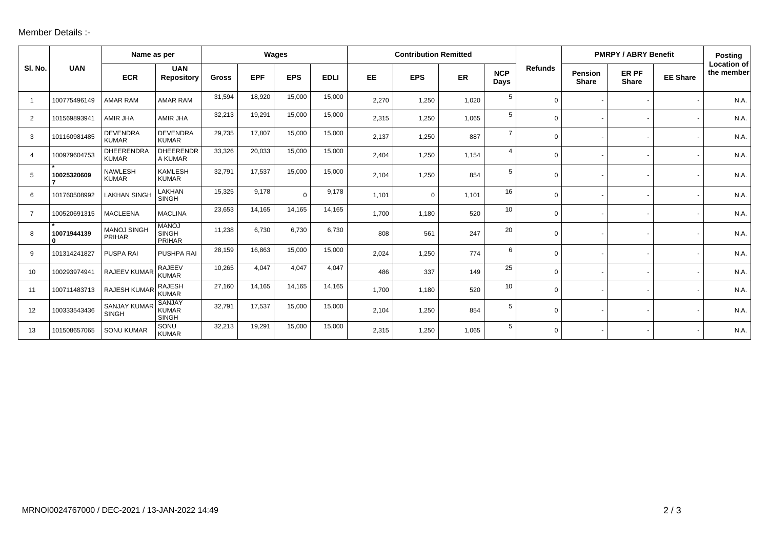Member Details :-

| Sl. No. | UAN | Name as per | | Wages | | | | Contribution Remitted | | | | Refunds | PMRPY / ABRY Benefit | | | Posting Location of the member |
|---|---|---|---|---|---|---|---|---|---|---|---|---|---|---|---|---|
| | | ECR | UAN Repository | Gross | EPF | EPS | EDLI | EE | EPS | ER | NCP Days | | Pension Share | ER PF Share | EE Share | |
| 1 | 100775496149 | AMAR RAM | AMAR RAM | 31,594 | 18,920 | 15,000 | 15,000 | 2,270 | 1,250 | 1,020 | 5 | 0 | - | - | - | N.A. |
| 2 | 101569893941 | AMIR JHA | AMIR JHA | 32,213 | 19,291 | 15,000 | 15,000 | 2,315 | 1,250 | 1,065 | 5 | 0 | - | - | - | N.A. |
| 3 | 101160981485 | DEVENDRA KUMAR | DEVENDRA KUMAR | 29,735 | 17,807 | 15,000 | 15,000 | 2,137 | 1,250 | 887 | 7 | 0 | - | - | - | N.A. |
| 4 | 100979604753 | DHEERENDRA KUMAR | DHEERENDRA KUMAR | 33,326 | 20,033 | 15,000 | 15,000 | 2,404 | 1,250 | 1,154 | 4 | 0 | - | - | - | N.A. |
| 5 | * 100253206097 | NAWLESH KUMAR | KAMLESH KUMAR | 32,791 | 17,537 | 15,000 | 15,000 | 2,104 | 1,250 | 854 | 5 | 0 | - | - | - | N.A. |
| 6 | 101760508992 | LAKHAN SINGH | LAKHAN SINGH | 15,325 | 9,178 | 0 | 9,178 | 1,101 | 0 | 1,101 | 16 | 0 | - | - | - | N.A. |
| 7 | 100520691315 | MACLEENA | MACLINA | 23,653 | 14,165 | 14,165 | 14,165 | 1,700 | 1,180 | 520 | 10 | 0 | - | - | - | N.A. |
| 8 | * 100719441390 | MANOJ SINGH PRIHAR | MANOJ SINGH PRIHAR | 11,238 | 6,730 | 6,730 | 6,730 | 808 | 561 | 247 | 20 | 0 | - | - | - | N.A. |
| 9 | 101314241827 | PUSPA RAI | PUSHPA RAI | 28,159 | 16,863 | 15,000 | 15,000 | 2,024 | 1,250 | 774 | 6 | 0 | - | - | - | N.A. |
| 10 | 100293974941 | RAJEEV KUMAR | RAJEEV KUMAR | 10,265 | 4,047 | 4,047 | 4,047 | 486 | 337 | 149 | 25 | 0 | - | - | - | N.A. |
| 11 | 100711483713 | RAJESH KUMAR | RAJESH KUMAR | 27,160 | 14,165 | 14,165 | 14,165 | 1,700 | 1,180 | 520 | 10 | 0 | - | - | - | N.A. |
| 12 | 100333543436 | SANJAY KUMAR SINGH | SANJAY KUMAR SINGH | 32,791 | 17,537 | 15,000 | 15,000 | 2,104 | 1,250 | 854 | 5 | 0 | - | - | - | N.A. |
| 13 | 101508657065 | SONU KUMAR | SONU KUMAR | 32,213 | 19,291 | 15,000 | 15,000 | 2,315 | 1,250 | 1,065 | 5 | 0 | - | - | - | N.A. |

MRNOI0024767000 / DEC-2021 / 13-JAN-2022 14:49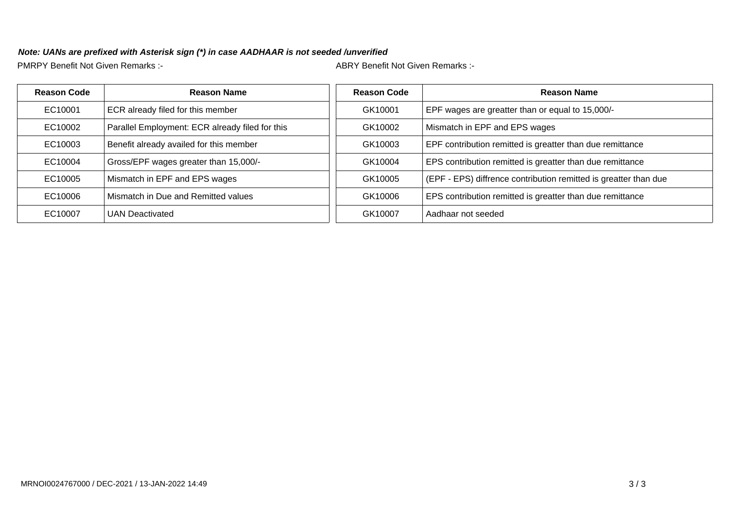***Note: UANs are prefixed with Asterisk sign (*) in case AADHAAR is not seeded /unverified***

PMRPY Benefit Not Given Remarks :-

| Reason Code | Reason Name |
|---|---|
| EC10001 | ECR already filed for this member |
| EC10002 | Parallel Employment: ECR already filed for this |
| EC10003 | Benefit already availed for this member |
| EC10004 | Gross/EPF wages greater than 15,000/- |
| EC10005 | Mismatch in EPF and EPS wages |
| EC10006 | Mismatch in Due and Remitted values |
| EC10007 | UAN Deactivated |

ABRY Benefit Not Given Remarks :-

| Reason Code | Reason Name |
|---|---|
| GK10001 | EPF wages are greatter than or equal to 15,000/- |
| GK10002 | Mismatch in EPF and EPS wages |
| GK10003 | EPF contribution remitted is greatter than due remittance |
| GK10004 | EPS contribution remitted is greatter than due remittance |
| GK10005 | (EPF - EPS) diffrence contribution remitted is greatter than due |
| GK10006 | EPS contribution remitted is greatter than due remittance |
| GK10007 | Aadhaar not seeded |